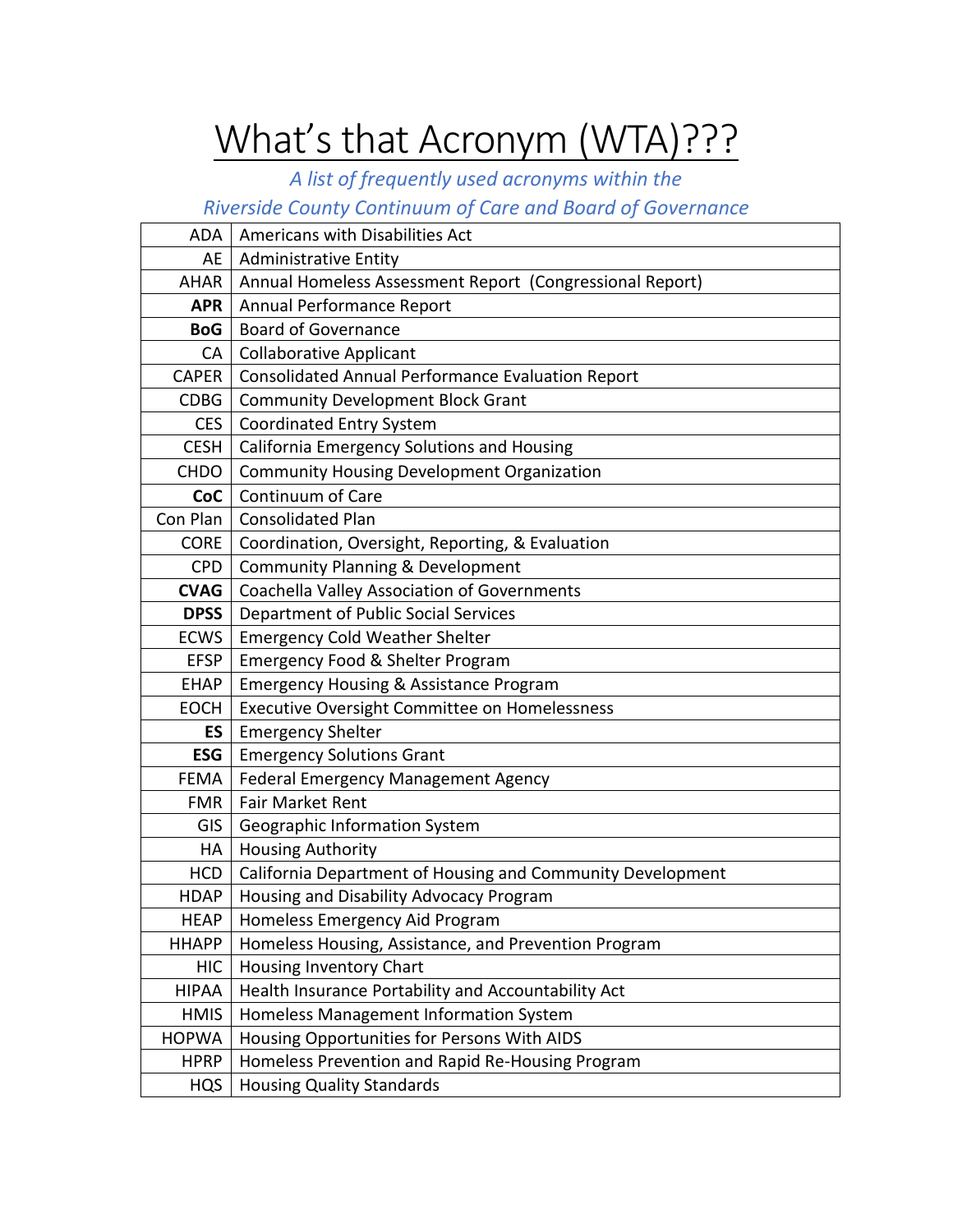# What's that Acronym (WTA)???

*A list of frequently used acronyms within the Riverside County Continuum of Care and Board of Governance*

| | |
|---|---|
| ADA | Americans with Disabilities Act |
| AE | Administrative Entity |
| AHAR | Annual Homeless Assessment Report (Congressional Report) |
| **APR** | Annual Performance Report |
| **BoG** | Board of Governance |
| CA | Collaborative Applicant |
| CAPER | Consolidated Annual Performance Evaluation Report |
| CDBG | Community Development Block Grant |
| CES | Coordinated Entry System |
| CESH | California Emergency Solutions and Housing |
| CHDO | Community Housing Development Organization |
| **CoC** | Continuum of Care |
| Con Plan | Consolidated Plan |
| CORE | Coordination, Oversight, Reporting, & Evaluation |
| CPD | Community Planning & Development |
| **CVAG** | Coachella Valley Association of Governments |
| **DPSS** | Department of Public Social Services |
| ECWS | Emergency Cold Weather Shelter |
| EFSP | Emergency Food & Shelter Program |
| EHAP | Emergency Housing & Assistance Program |
| EOCH | Executive Oversight Committee on Homelessness |
| **ES** | Emergency Shelter |
| **ESG** | Emergency Solutions Grant |
| FEMA | Federal Emergency Management Agency |
| FMR | Fair Market Rent |
| GIS | Geographic Information System |
| HA | Housing Authority |
| HCD | California Department of Housing and Community Development |
| HDAP | Housing and Disability Advocacy Program |
| HEAP | Homeless Emergency Aid Program |
| HHAPP | Homeless Housing, Assistance, and Prevention Program |
| HIC | Housing Inventory Chart |
| HIPAA | Health Insurance Portability and Accountability Act |
| HMIS | Homeless Management Information System |
| HOPWA | Housing Opportunities for Persons With AIDS |
| HPRP | Homeless Prevention and Rapid Re-Housing Program |
| HQS | Housing Quality Standards |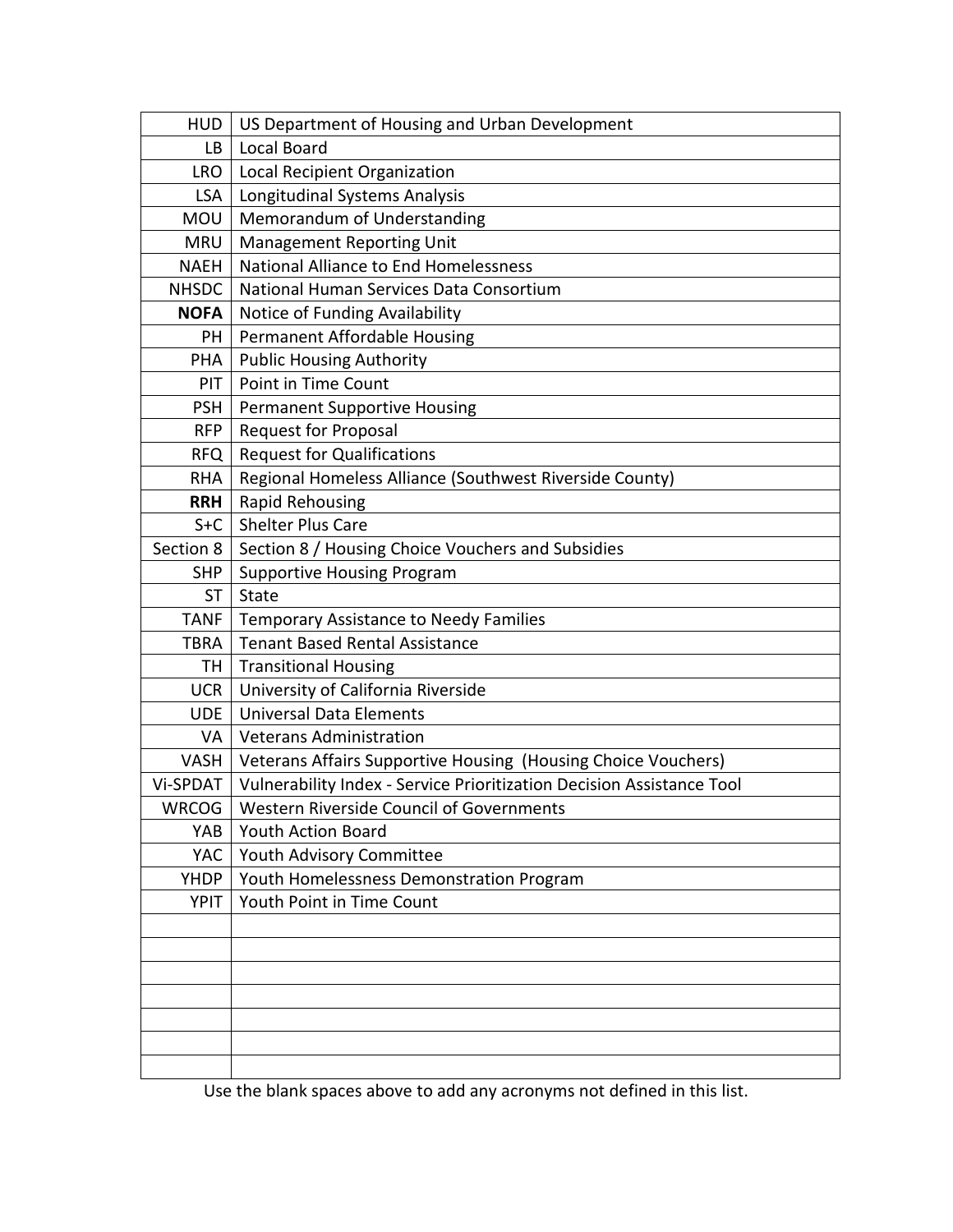| | |
|---|---|
| HUD | US Department of Housing and Urban Development |
| LB | Local Board |
| LRO | Local Recipient Organization |
| LSA | Longitudinal Systems Analysis |
| MOU | Memorandum of Understanding |
| MRU | Management Reporting Unit |
| NAEH | National Alliance to End Homelessness |
| NHSDC | National Human Services Data Consortium |
| **NOFA** | Notice of Funding Availability |
| PH | Permanent Affordable Housing |
| PHA | Public Housing Authority |
| PIT | Point in Time Count |
| PSH | Permanent Supportive Housing |
| RFP | Request for Proposal |
| RFQ | Request for Qualifications |
| RHA | Regional Homeless Alliance (Southwest Riverside County) |
| **RRH** | Rapid Rehousing |
| S+C | Shelter Plus Care |
| Section 8 | Section 8 / Housing Choice Vouchers and Subsidies |
| SHP | Supportive Housing Program |
| ST | State |
| TANF | Temporary Assistance to Needy Families |
| TBRA | Tenant Based Rental Assistance |
| TH | Transitional Housing |
| UCR | University of California Riverside |
| UDE | Universal Data Elements |
| VA | Veterans Administration |
| VASH | Veterans Affairs Supportive Housing (Housing Choice Vouchers) |
| Vi-SPDAT | Vulnerability Index - Service Prioritization Decision Assistance Tool |
| WRCOG | Western Riverside Council of Governments |
| YAB | Youth Action Board |
| YAC | Youth Advisory Committee |
| YHDP | Youth Homelessness Demonstration Program |
| YPIT | Youth Point in Time Count |
| | |
| | |
| | |
| | |
| | |
| | |
| | |

Use the blank spaces above to add any acronyms not defined in this list.